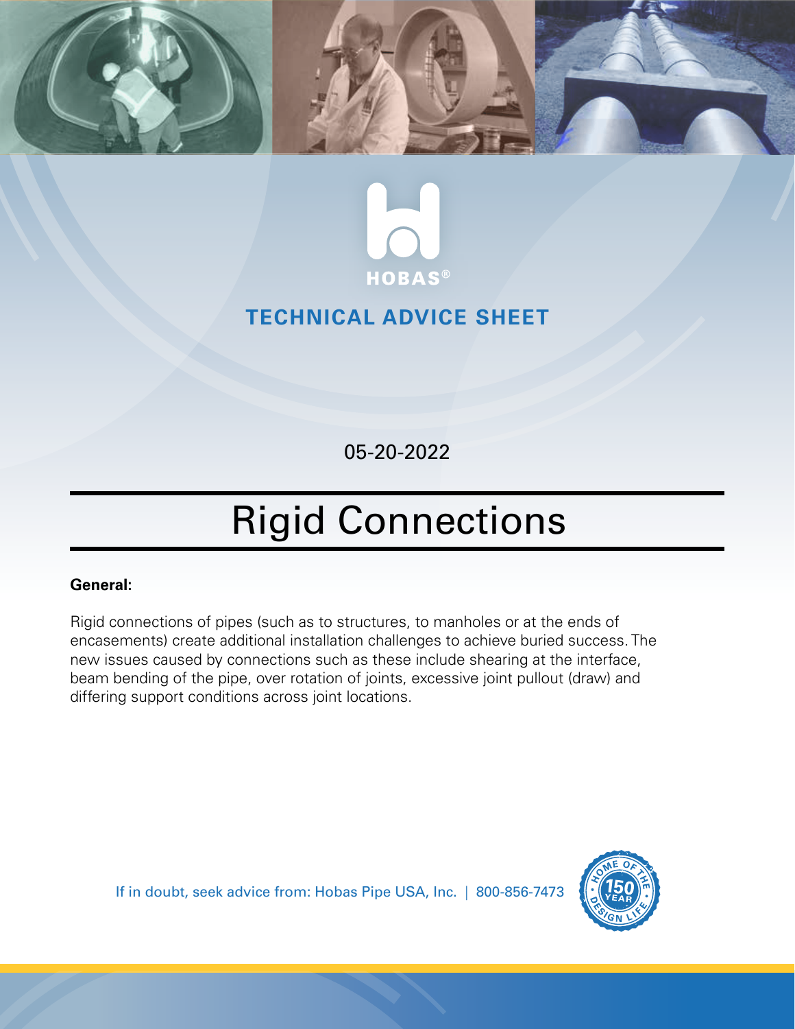HOBAS®

**TECHNICAL ADVICE SHEET**

05-20-2022

# Rigid Connections

**General:**

Rigid connections of pipes (such as to structures, to manholes or at the ends of encasements) create additional installation challenges to achieve buried success. The new issues caused by connections such as these include shearing at the interface, beam bending of the pipe, over rotation of joints, excessive joint pullout (draw) and differing support conditions across joint locations.

If in doubt, seek advice from: Hobas Pipe USA, Inc. | 800-856-7473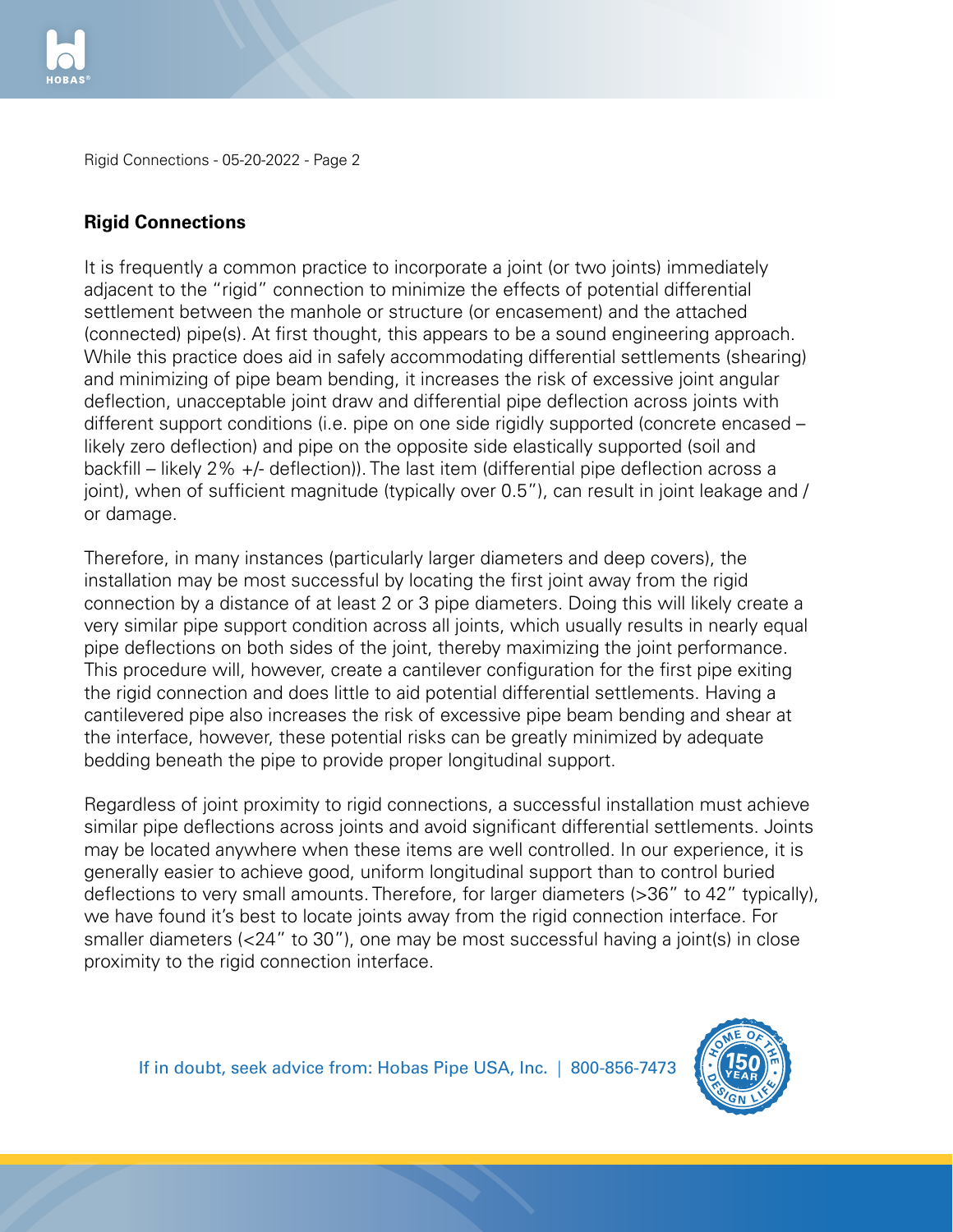## Rigid Connections

It is frequently a common practice to incorporate a joint (or two joints) immediately adjacent to the "rigid" connection to minimize the effects of potential differential settlement between the manhole or structure (or encasement) and the attached (connected) pipe(s). At first thought, this appears to be a sound engineering approach. While this practice does aid in safely accommodating differential settlements (shearing) and minimizing of pipe beam bending, it increases the risk of excessive joint angular deflection, unacceptable joint draw and differential pipe deflection across joints with different support conditions (i.e. pipe on one side rigidly supported (concrete encased – likely zero deflection) and pipe on the opposite side elastically supported (soil and backfill – likely 2% +/- deflection)). The last item (differential pipe deflection across a joint), when of sufficient magnitude (typically over 0.5"), can result in joint leakage and / or damage.

Therefore, in many instances (particularly larger diameters and deep covers), the installation may be most successful by locating the first joint away from the rigid connection by a distance of at least 2 or 3 pipe diameters. Doing this will likely create a very similar pipe support condition across all joints, which usually results in nearly equal pipe deflections on both sides of the joint, thereby maximizing the joint performance. This procedure will, however, create a cantilever configuration for the first pipe exiting the rigid connection and does little to aid potential differential settlements. Having a cantilevered pipe also increases the risk of excessive pipe beam bending and shear at the interface, however, these potential risks can be greatly minimized by adequate bedding beneath the pipe to provide proper longitudinal support.

Regardless of joint proximity to rigid connections, a successful installation must achieve similar pipe deflections across joints and avoid significant differential settlements. Joints may be located anywhere when these items are well controlled. In our experience, it is generally easier to achieve good, uniform longitudinal support than to control buried deflections to very small amounts. Therefore, for larger diameters (>36" to 42" typically), we have found it's best to locate joints away from the rigid connection interface. For smaller diameters (<24" to 30"), one may be most successful having a joint(s) in close proximity to the rigid connection interface.

If in doubt, seek advice from: Hobas Pipe USA, Inc. | 800-856-7473